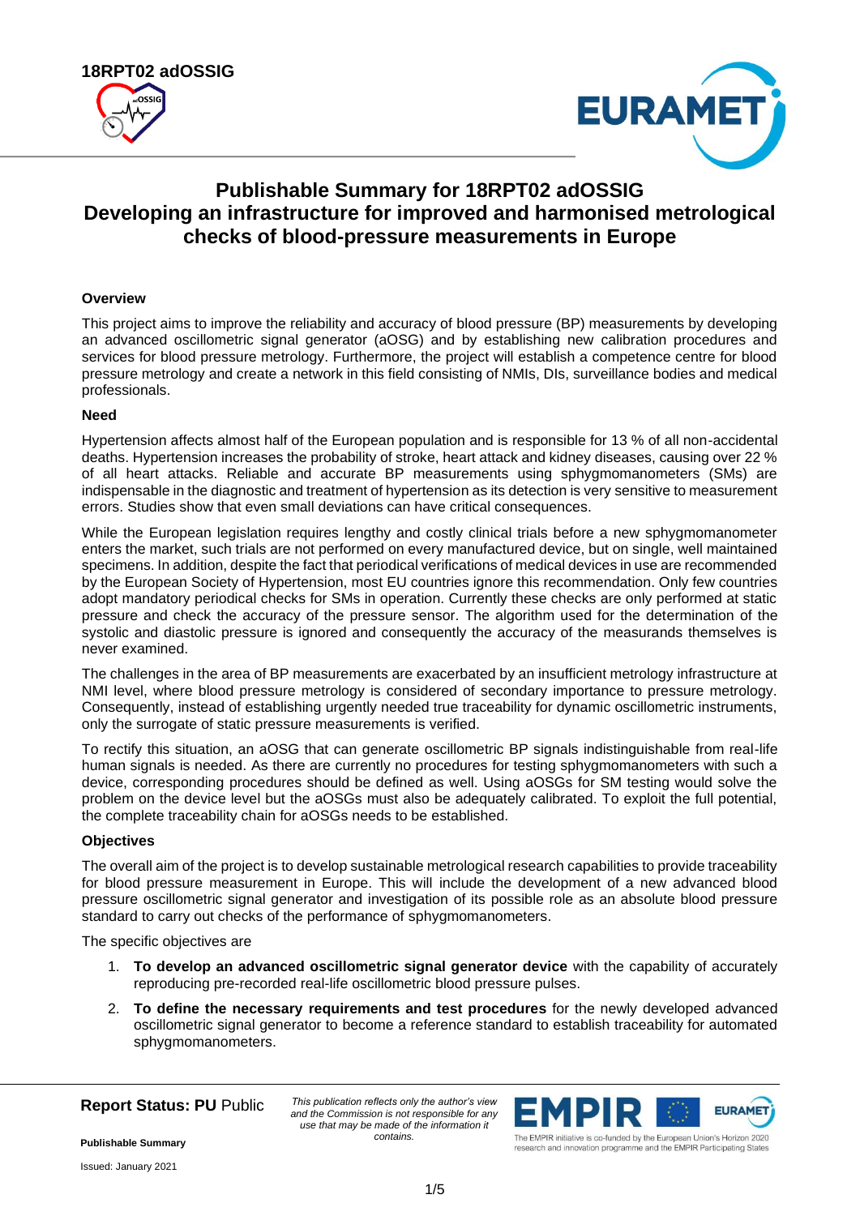# Publishable Summary for 18RPT02 adOSSIG
# Developing an infrastructure for improved and harmonised metrological checks of blood-pressure measurements in Europe

### Overview

This project aims to improve the reliability and accuracy of blood pressure (BP) measurements by developing an advanced oscillometric signal generator (aOSG) and by establishing new calibration procedures and services for blood pressure metrology. Furthermore, the project will establish a competence centre for blood pressure metrology and create a network in this field consisting of NMIs, DIs, surveillance bodies and medical professionals.

### Need

Hypertension affects almost half of the European population and is responsible for 13 % of all non-accidental deaths. Hypertension increases the probability of stroke, heart attack and kidney diseases, causing over 22 % of all heart attacks. Reliable and accurate BP measurements using sphygmomanometers (SMs) are indispensable in the diagnostic and treatment of hypertension as its detection is very sensitive to measurement errors. Studies show that even small deviations can have critical consequences.

While the European legislation requires lengthy and costly clinical trials before a new sphygmomanometer enters the market, such trials are not performed on every manufactured device, but on single, well maintained specimens. In addition, despite the fact that periodical verifications of medical devices in use are recommended by the European Society of Hypertension, most EU countries ignore this recommendation. Only few countries adopt mandatory periodical checks for SMs in operation. Currently these checks are only performed at static pressure and check the accuracy of the pressure sensor. The algorithm used for the determination of the systolic and diastolic pressure is ignored and consequently the accuracy of the measurands themselves is never examined.

The challenges in the area of BP measurements are exacerbated by an insufficient metrology infrastructure at NMI level, where blood pressure metrology is considered of secondary importance to pressure metrology. Consequently, instead of establishing urgently needed true traceability for dynamic oscillometric instruments, only the surrogate of static pressure measurements is verified.

To rectify this situation, an aOSG that can generate oscillometric BP signals indistinguishable from real-life human signals is needed. As there are currently no procedures for testing sphygmomanometers with such a device, corresponding procedures should be defined as well. Using aOSGs for SM testing would solve the problem on the device level but the aOSGs must also be adequately calibrated. To exploit the full potential, the complete traceability chain for aOSGs needs to be established.

### Objectives

The overall aim of the project is to develop sustainable metrological research capabilities to provide traceability for blood pressure measurement in Europe. This will include the development of a new advanced blood pressure oscillometric signal generator and investigation of its possible role as an absolute blood pressure standard to carry out checks of the performance of sphygmomanometers.

The specific objectives are

1. **To develop an advanced oscillometric signal generator device** with the capability of accurately reproducing pre-recorded real-life oscillometric blood pressure pulses.
2. **To define the necessary requirements and test procedures** for the newly developed advanced oscillometric signal generator to become a reference standard to establish traceability for automated sphygmomanometers.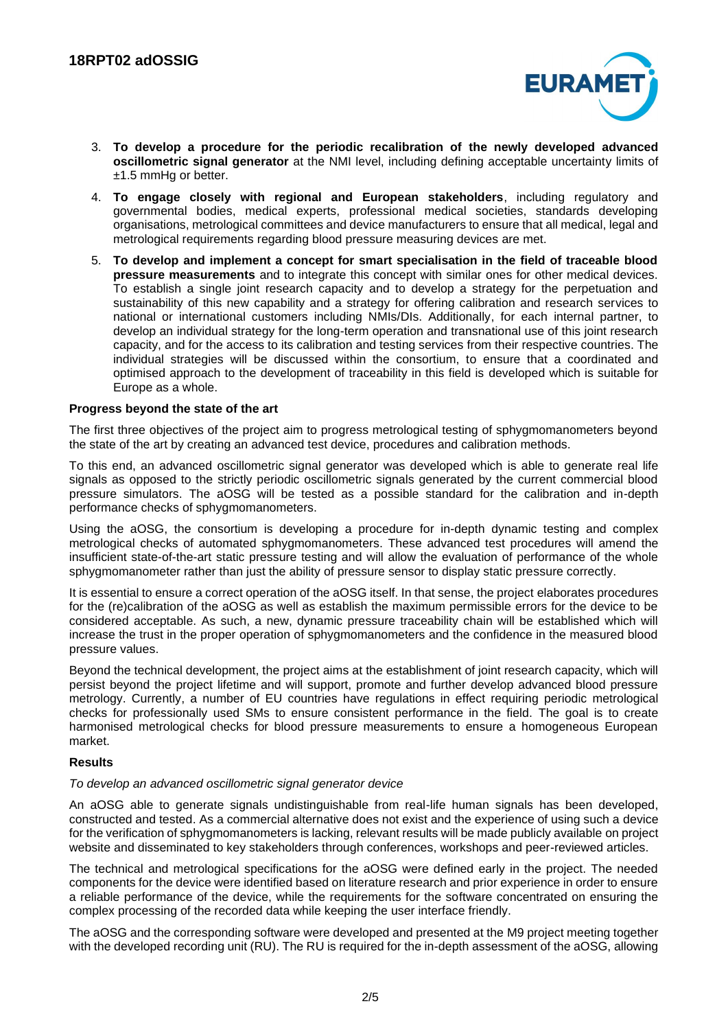3. **To develop a procedure for the periodic recalibration of the newly developed advanced oscillometric signal generator** at the NMI level, including defining acceptable uncertainty limits of ±1.5 mmHg or better.
4. **To engage closely with regional and European stakeholders**, including regulatory and governmental bodies, medical experts, professional medical societies, standards developing organisations, metrological committees and device manufacturers to ensure that all medical, legal and metrological requirements regarding blood pressure measuring devices are met.
5. **To develop and implement a concept for smart specialisation in the field of traceable blood pressure measurements** and to integrate this concept with similar ones for other medical devices. To establish a single joint research capacity and to develop a strategy for the perpetuation and sustainability of this new capability and a strategy for offering calibration and research services to national or international customers including NMIs/DIs. Additionally, for each internal partner, to develop an individual strategy for the long-term operation and transnational use of this joint research capacity, and for the access to its calibration and testing services from their respective countries. The individual strategies will be discussed within the consortium, to ensure that a coordinated and optimised approach to the development of traceability in this field is developed which is suitable for Europe as a whole.

**Progress beyond the state of the art**

The first three objectives of the project aim to progress metrological testing of sphygmomanometers beyond the state of the art by creating an advanced test device, procedures and calibration methods.

To this end, an advanced oscillometric signal generator was developed which is able to generate real life signals as opposed to the strictly periodic oscillometric signals generated by the current commercial blood pressure simulators. The aOSG will be tested as a possible standard for the calibration and in-depth performance checks of sphygmomanometers.

Using the aOSG, the consortium is developing a procedure for in-depth dynamic testing and complex metrological checks of automated sphygmomanometers. These advanced test procedures will amend the insufficient state-of-the-art static pressure testing and will allow the evaluation of performance of the whole sphygmomanometer rather than just the ability of pressure sensor to display static pressure correctly.

It is essential to ensure a correct operation of the aOSG itself. In that sense, the project elaborates procedures for the (re)calibration of the aOSG as well as establish the maximum permissible errors for the device to be considered acceptable. As such, a new, dynamic pressure traceability chain will be established which will increase the trust in the proper operation of sphygmomanometers and the confidence in the measured blood pressure values.

Beyond the technical development, the project aims at the establishment of joint research capacity, which will persist beyond the project lifetime and will support, promote and further develop advanced blood pressure metrology. Currently, a number of EU countries have regulations in effect requiring periodic metrological checks for professionally used SMs to ensure consistent performance in the field. The goal is to create harmonised metrological checks for blood pressure measurements to ensure a homogeneous European market.

**Results**

*To develop an advanced oscillometric signal generator device*

An aOSG able to generate signals undistinguishable from real-life human signals has been developed, constructed and tested. As a commercial alternative does not exist and the experience of using such a device for the verification of sphygmomanometers is lacking, relevant results will be made publicly available on project website and disseminated to key stakeholders through conferences, workshops and peer-reviewed articles.

The technical and metrological specifications for the aOSG were defined early in the project. The needed components for the device were identified based on literature research and prior experience in order to ensure a reliable performance of the device, while the requirements for the software concentrated on ensuring the complex processing of the recorded data while keeping the user interface friendly.

The aOSG and the corresponding software were developed and presented at the M9 project meeting together with the developed recording unit (RU). The RU is required for the in-depth assessment of the aOSG, allowing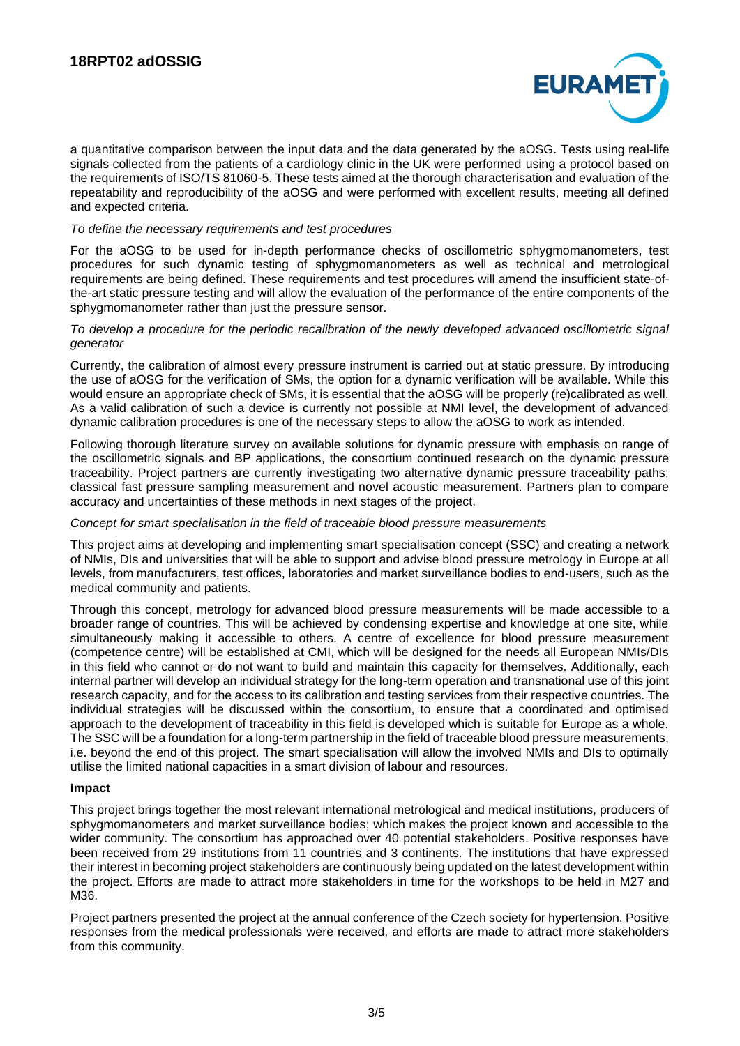a quantitative comparison between the input data and the data generated by the aOSG. Tests using real-life signals collected from the patients of a cardiology clinic in the UK were performed using a protocol based on the requirements of ISO/TS 81060-5. These tests aimed at the thorough characterisation and evaluation of the repeatability and reproducibility of the aOSG and were performed with excellent results, meeting all defined and expected criteria.

*To define the necessary requirements and test procedures*

For the aOSG to be used for in-depth performance checks of oscillometric sphygmomanometers, test procedures for such dynamic testing of sphygmomanometers as well as technical and metrological requirements are being defined. These requirements and test procedures will amend the insufficient state-of-the-art static pressure testing and will allow the evaluation of the performance of the entire components of the sphygmomanometer rather than just the pressure sensor.

*To develop a procedure for the periodic recalibration of the newly developed advanced oscillometric signal generator*

Currently, the calibration of almost every pressure instrument is carried out at static pressure. By introducing the use of aOSG for the verification of SMs, the option for a dynamic verification will be available. While this would ensure an appropriate check of SMs, it is essential that the aOSG will be properly (re)calibrated as well. As a valid calibration of such a device is currently not possible at NMI level, the development of advanced dynamic calibration procedures is one of the necessary steps to allow the aOSG to work as intended.

Following thorough literature survey on available solutions for dynamic pressure with emphasis on range of the oscillometric signals and BP applications, the consortium continued research on the dynamic pressure traceability. Project partners are currently investigating two alternative dynamic pressure traceability paths; classical fast pressure sampling measurement and novel acoustic measurement. Partners plan to compare accuracy and uncertainties of these methods in next stages of the project.

*Concept for smart specialisation in the field of traceable blood pressure measurements*

This project aims at developing and implementing smart specialisation concept (SSC) and creating a network of NMIs, DIs and universities that will be able to support and advise blood pressure metrology in Europe at all levels, from manufacturers, test offices, laboratories and market surveillance bodies to end-users, such as the medical community and patients.

Through this concept, metrology for advanced blood pressure measurements will be made accessible to a broader range of countries. This will be achieved by condensing expertise and knowledge at one site, while simultaneously making it accessible to others. A centre of excellence for blood pressure measurement (competence centre) will be established at CMI, which will be designed for the needs all European NMIs/DIs in this field who cannot or do not want to build and maintain this capacity for themselves. Additionally, each internal partner will develop an individual strategy for the long-term operation and transnational use of this joint research capacity, and for the access to its calibration and testing services from their respective countries. The individual strategies will be discussed within the consortium, to ensure that a coordinated and optimised approach to the development of traceability in this field is developed which is suitable for Europe as a whole. The SSC will be a foundation for a long-term partnership in the field of traceable blood pressure measurements, i.e. beyond the end of this project. The smart specialisation will allow the involved NMIs and DIs to optimally utilise the limited national capacities in a smart division of labour and resources.

**Impact**

This project brings together the most relevant international metrological and medical institutions, producers of sphygmomanometers and market surveillance bodies; which makes the project known and accessible to the wider community. The consortium has approached over 40 potential stakeholders. Positive responses have been received from 29 institutions from 11 countries and 3 continents. The institutions that have expressed their interest in becoming project stakeholders are continuously being updated on the latest development within the project. Efforts are made to attract more stakeholders in time for the workshops to be held in M27 and M36.

Project partners presented the project at the annual conference of the Czech society for hypertension. Positive responses from the medical professionals were received, and efforts are made to attract more stakeholders from this community.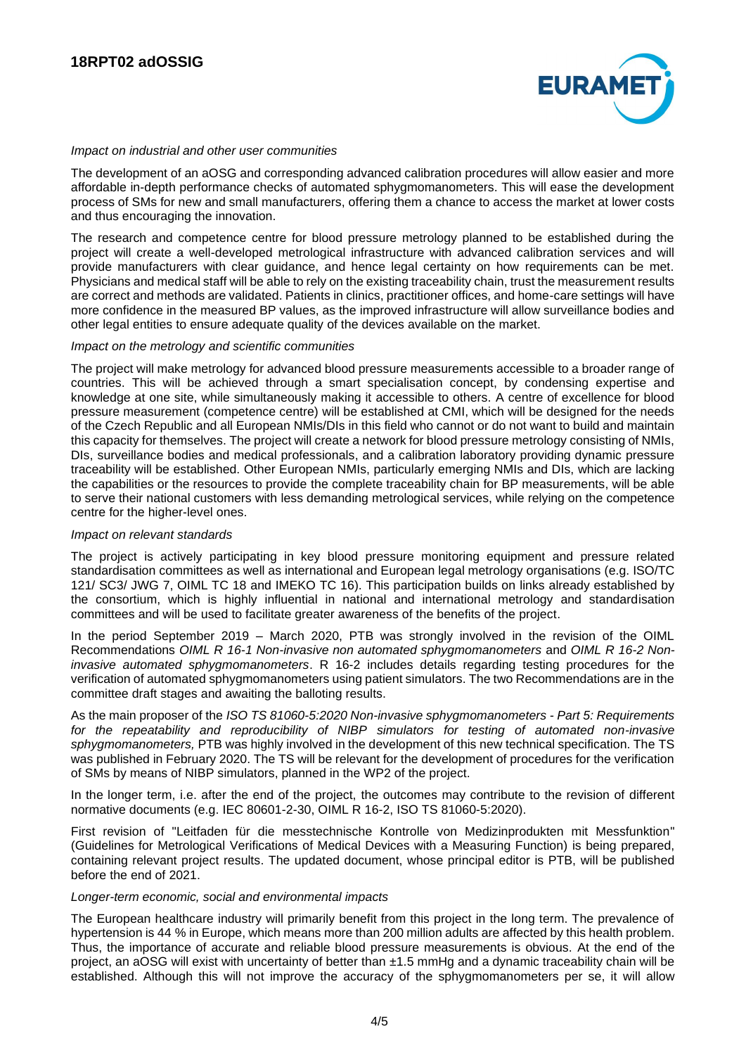*Impact on industrial and other user communities*

The development of an aOSG and corresponding advanced calibration procedures will allow easier and more affordable in-depth performance checks of automated sphygmomanometers. This will ease the development process of SMs for new and small manufacturers, offering them a chance to access the market at lower costs and thus encouraging the innovation.

The research and competence centre for blood pressure metrology planned to be established during the project will create a well-developed metrological infrastructure with advanced calibration services and will provide manufacturers with clear guidance, and hence legal certainty on how requirements can be met. Physicians and medical staff will be able to rely on the existing traceability chain, trust the measurement results are correct and methods are validated. Patients in clinics, practitioner offices, and home-care settings will have more confidence in the measured BP values, as the improved infrastructure will allow surveillance bodies and other legal entities to ensure adequate quality of the devices available on the market.

*Impact on the metrology and scientific communities*

The project will make metrology for advanced blood pressure measurements accessible to a broader range of countries. This will be achieved through a smart specialisation concept, by condensing expertise and knowledge at one site, while simultaneously making it accessible to others. A centre of excellence for blood pressure measurement (competence centre) will be established at CMI, which will be designed for the needs of the Czech Republic and all European NMIs/DIs in this field who cannot or do not want to build and maintain this capacity for themselves. The project will create a network for blood pressure metrology consisting of NMIs, DIs, surveillance bodies and medical professionals, and a calibration laboratory providing dynamic pressure traceability will be established. Other European NMIs, particularly emerging NMIs and DIs, which are lacking the capabilities or the resources to provide the complete traceability chain for BP measurements, will be able to serve their national customers with less demanding metrological services, while relying on the competence centre for the higher-level ones.

*Impact on relevant standards*

The project is actively participating in key blood pressure monitoring equipment and pressure related standardisation committees as well as international and European legal metrology organisations (e.g. ISO/TC 121/ SC3/ JWG 7, OIML TC 18 and IMEKO TC 16). This participation builds on links already established by the consortium, which is highly influential in national and international metrology and standardisation committees and will be used to facilitate greater awareness of the benefits of the project.

In the period September 2019 – March 2020, PTB was strongly involved in the revision of the OIML Recommendations *OIML R 16-1 Non-invasive non automated sphygmomanometers* and *OIML R 16-2 Non-invasive automated sphygmomanometers*. R 16-2 includes details regarding testing procedures for the verification of automated sphygmomanometers using patient simulators. The two Recommendations are in the committee draft stages and awaiting the balloting results.

As the main proposer of the *ISO TS 81060-5:2020 Non-invasive sphygmomanometers - Part 5: Requirements for the repeatability and reproducibility of NIBP simulators for testing of automated non-invasive sphygmomanometers,* PTB was highly involved in the development of this new technical specification. The TS was published in February 2020. The TS will be relevant for the development of procedures for the verification of SMs by means of NIBP simulators, planned in the WP2 of the project.

In the longer term, i.e. after the end of the project, the outcomes may contribute to the revision of different normative documents (e.g. IEC 80601-2-30, OIML R 16-2, ISO TS 81060-5:2020).

First revision of "Leitfaden für die messtechnische Kontrolle von Medizinprodukten mit Messfunktion" (Guidelines for Metrological Verifications of Medical Devices with a Measuring Function) is being prepared, containing relevant project results. The updated document, whose principal editor is PTB, will be published before the end of 2021.

*Longer-term economic, social and environmental impacts*

The European healthcare industry will primarily benefit from this project in the long term. The prevalence of hypertension is 44 % in Europe, which means more than 200 million adults are affected by this health problem. Thus, the importance of accurate and reliable blood pressure measurements is obvious. At the end of the project, an aOSG will exist with uncertainty of better than ±1.5 mmHg and a dynamic traceability chain will be established. Although this will not improve the accuracy of the sphygmomanometers per se, it will allow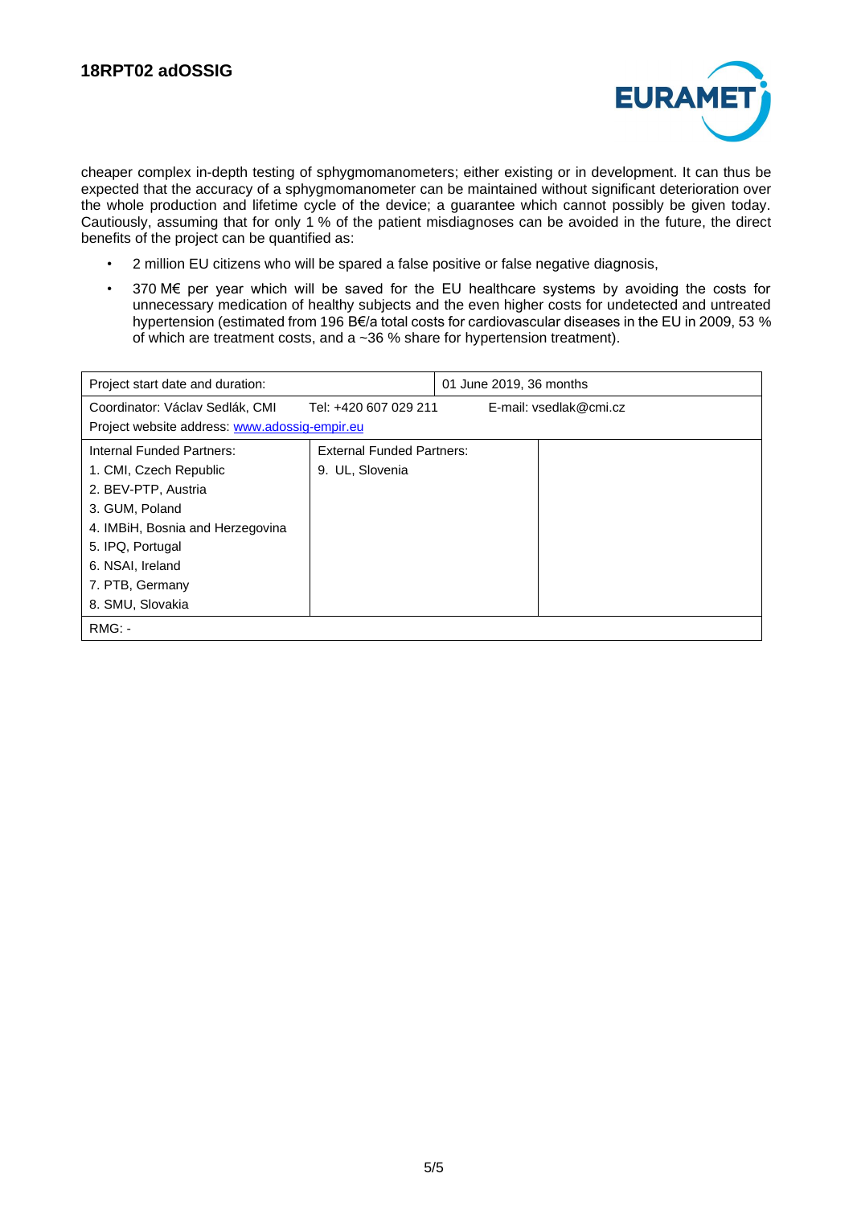cheaper complex in-depth testing of sphygmomanometers; either existing or in development. It can thus be expected that the accuracy of a sphygmomanometer can be maintained without significant deterioration over the whole production and lifetime cycle of the device; a guarantee which cannot possibly be given today. Cautiously, assuming that for only 1 % of the patient misdiagnoses can be avoided in the future, the direct benefits of the project can be quantified as:

- 2 million EU citizens who will be spared a false positive or false negative diagnosis,
- 370 M€ per year which will be saved for the EU healthcare systems by avoiding the costs for unnecessary medication of healthy subjects and the even higher costs for undetected and untreated hypertension (estimated from 196 B€/a total costs for cardiovascular diseases in the EU in 2009, 53 % of which are treatment costs, and a ~36 % share for hypertension treatment).

| | | |
|---|---|---|
| Project start date and duration: | | 01 June 2019, 36 months |
| Coordinator: Václav Sedlák, CMI Tel: +420 607 029 211 E-mail: vsedlak@cmi.cz<br>Project website address: www.adossig-empir.eu | | |
| Internal Funded Partners:<br>1. CMI, Czech Republic<br>2. BEV-PTP, Austria<br>3. GUM, Poland<br>4. IMBiH, Bosnia and Herzegovina<br>5. IPQ, Portugal<br>6. NSAI, Ireland<br>7. PTB, Germany<br>8. SMU, Slovakia | External Funded Partners:<br>9. UL, Slovenia | |
| RMG: - | | |